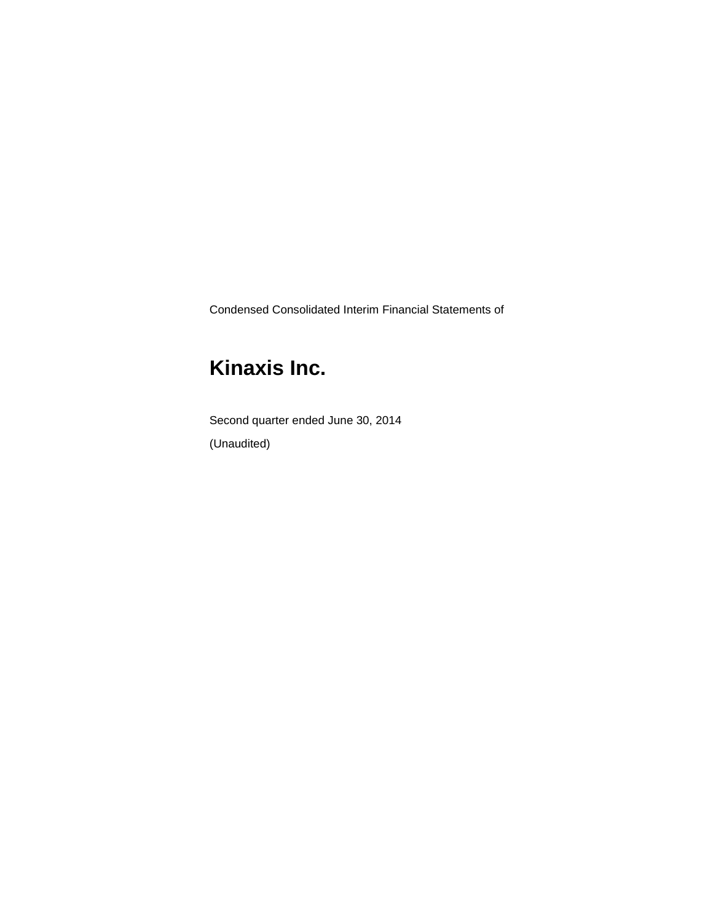Condensed Consolidated Interim Financial Statements of

# Kinaxis Inc.

Second quarter ended June 30, 2014

(Unaudited)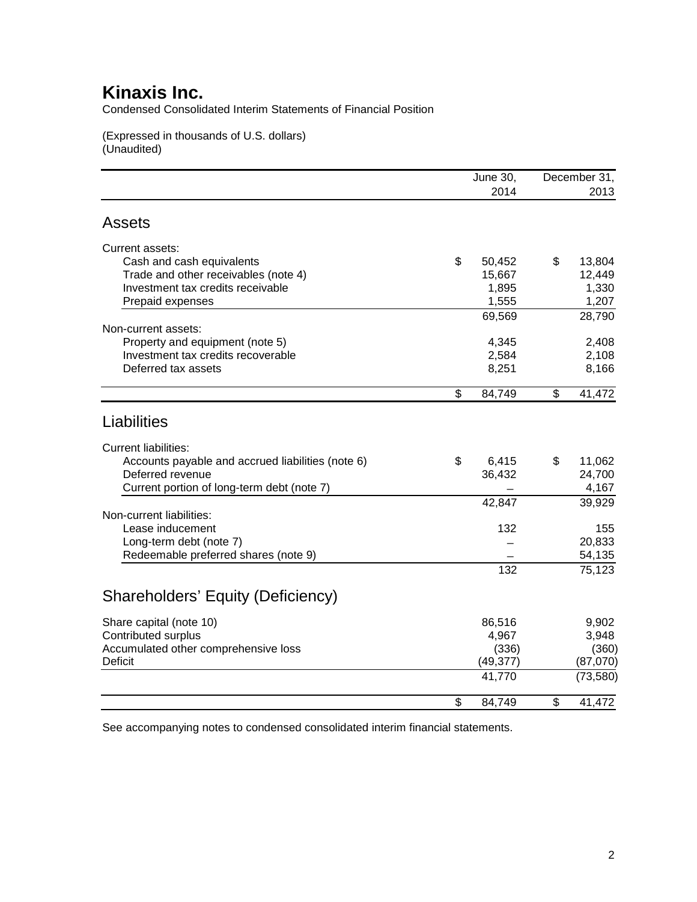# Kinaxis Inc.

Condensed Consolidated Interim Statements of Financial Position

(Expressed in thousands of U.S. dollars)
(Unaudited)

| | June 30, 2014 | December 31, 2013 |
|---|---|---|
| **Assets** | | |
| Current assets: | | |
| Cash and cash equivalents | $ 50,452 | $ 13,804 |
| Trade and other receivables (note 4) | 15,667 | 12,449 |
| Investment tax credits receivable | 1,895 | 1,330 |
| Prepaid expenses | 1,555 | 1,207 |
| | 69,569 | 28,790 |
| Non-current assets: | | |
| Property and equipment (note 5) | 4,345 | 2,408 |
| Investment tax credits recoverable | 2,584 | 2,108 |
| Deferred tax assets | 8,251 | 8,166 |
| | $ 84,749 | $ 41,472 |
| **Liabilities** | | |
| Current liabilities: | | |
| Accounts payable and accrued liabilities (note 6) | $ 6,415 | $ 11,062 |
| Deferred revenue | 36,432 | 24,700 |
| Current portion of long-term debt (note 7) | – | 4,167 |
| | 42,847 | 39,929 |
| Non-current liabilities: | | |
| Lease inducement | 132 | 155 |
| Long-term debt (note 7) | – | 20,833 |
| Redeemable preferred shares (note 9) | – | 54,135 |
| | 132 | 75,123 |
| **Shareholders' Equity (Deficiency)** | | |
| Share capital (note 10) | 86,516 | 9,902 |
| Contributed surplus | 4,967 | 3,948 |
| Accumulated other comprehensive loss | (336) | (360) |
| Deficit | (49,377) | (87,070) |
| | 41,770 | (73,580) |
| | $ 84,749 | $ 41,472 |

See accompanying notes to condensed consolidated interim financial statements.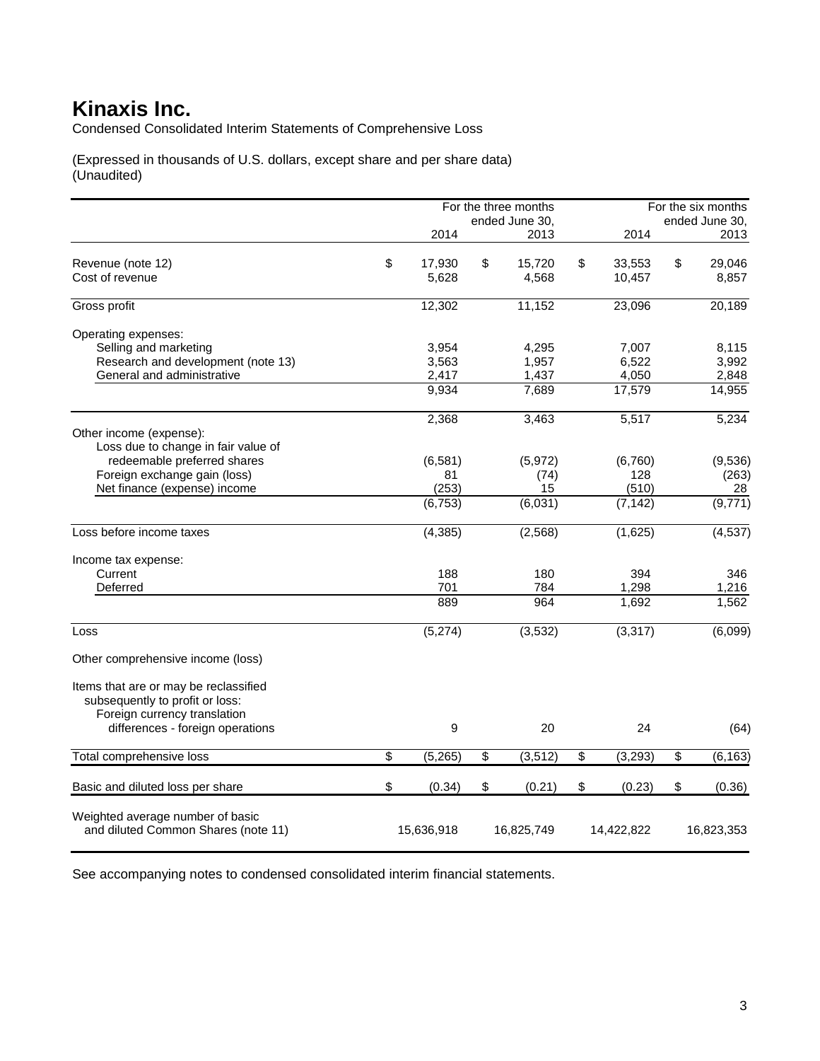# Kinaxis Inc.

Condensed Consolidated Interim Statements of Comprehensive Loss

(Expressed in thousands of U.S. dollars, except share and per share data)
(Unaudited)

| | For the three months ended June 30, | | For the six months ended June 30, | |
|---|---|---|---|---|
| | 2014 | 2013 | 2014 | 2013 |
| Revenue (note 12) | $ 17,930 | $ 15,720 | $ 33,553 | $ 29,046 |
| Cost of revenue | 5,628 | 4,568 | 10,457 | 8,857 |
| Gross profit | 12,302 | 11,152 | 23,096 | 20,189 |
| Operating expenses: | | | | |
| Selling and marketing | 3,954 | 4,295 | 7,007 | 8,115 |
| Research and development (note 13) | 3,563 | 1,957 | 6,522 | 3,992 |
| General and administrative | 2,417 | 1,437 | 4,050 | 2,848 |
| | 9,934 | 7,689 | 17,579 | 14,955 |
| | 2,368 | 3,463 | 5,517 | 5,234 |
| Other income (expense): | | | | |
| Loss due to change in fair value of redeemable preferred shares | (6,581) | (5,972) | (6,760) | (9,536) |
| Foreign exchange gain (loss) | 81 | (74) | 128 | (263) |
| Net finance (expense) income | (253) | 15 | (510) | 28 |
| | (6,753) | (6,031) | (7,142) | (9,771) |
| Loss before income taxes | (4,385) | (2,568) | (1,625) | (4,537) |
| Income tax expense: | | | | |
| Current | 188 | 180 | 394 | 346 |
| Deferred | 701 | 784 | 1,298 | 1,216 |
| | 889 | 964 | 1,692 | 1,562 |
| Loss | (5,274) | (3,532) | (3,317) | (6,099) |
| Other comprehensive income (loss) | | | | |
| Items that are or may be reclassified subsequently to profit or loss: | | | | |
| Foreign currency translation differences - foreign operations | 9 | 20 | 24 | (64) |
| Total comprehensive loss | $ (5,265) | $ (3,512) | $ (3,293) | $ (6,163) |
| Basic and diluted loss per share | $ (0.34) | $ (0.21) | $ (0.23) | $ (0.36) |
| Weighted average number of basic and diluted Common Shares (note 11) | 15,636,918 | 16,825,749 | 14,422,822 | 16,823,353 |

See accompanying notes to condensed consolidated interim financial statements.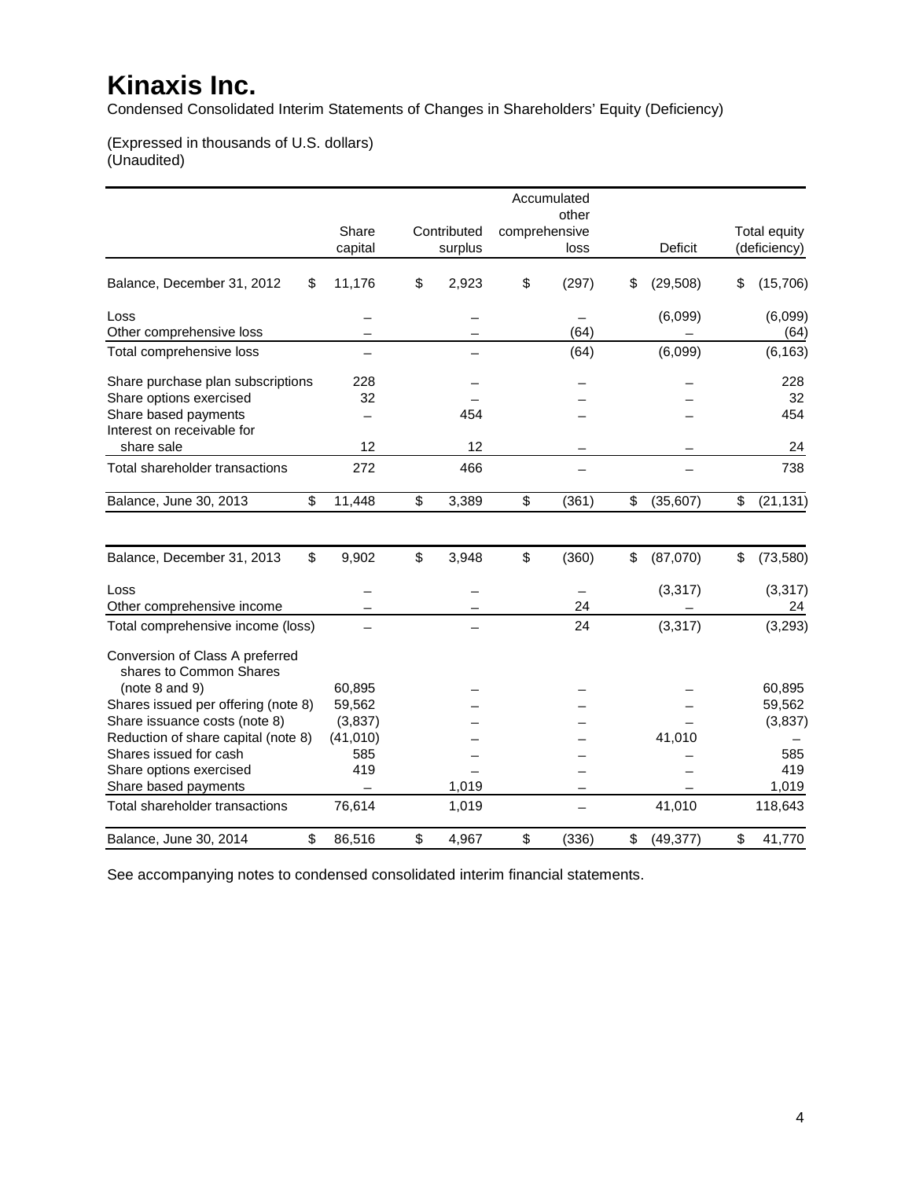# Kinaxis Inc.

Condensed Consolidated Interim Statements of Changes in Shareholders' Equity (Deficiency)

(Expressed in thousands of U.S. dollars)
(Unaudited)

| | Share capital | Contributed surplus | Accumulated other comprehensive loss | Deficit | Total equity (deficiency) |
|---|---|---|---|---|---|
| Balance, December 31, 2012 | $ 11,176 | $ 2,923 | $ (297) | $ (29,508) | $ (15,706) |
| Loss | – | – | – | (6,099) | (6,099) |
| Other comprehensive loss | – | – | (64) | – | (64) |
| Total comprehensive loss | – | – | (64) | (6,099) | (6,163) |
| Share purchase plan subscriptions | 228 | – | – | – | 228 |
| Share options exercised | 32 | – | – | – | 32 |
| Share based payments | – | 454 | – | – | 454 |
| Interest on receivable for share sale | 12 | 12 | – | – | 24 |
| Total shareholder transactions | 272 | 466 | – | – | 738 |
| Balance, June 30, 2013 | $ 11,448 | $ 3,389 | $ (361) | $ (35,607) | $ (21,131) |
| | | | | | |
| Balance, December 31, 2013 | $ 9,902 | $ 3,948 | $ (360) | $ (87,070) | $ (73,580) |
| Loss | – | – | – | (3,317) | (3,317) |
| Other comprehensive income | – | – | 24 | – | 24 |
| Total comprehensive income (loss) | – | – | 24 | (3,317) | (3,293) |
| Conversion of Class A preferred shares to Common Shares (note 8 and 9) | 60,895 | – | – | – | 60,895 |
| Shares issued per offering (note 8) | 59,562 | – | – | – | 59,562 |
| Share issuance costs (note 8) | (3,837) | – | – | – | (3,837) |
| Reduction of share capital (note 8) | (41,010) | – | – | 41,010 | – |
| Shares issued for cash | 585 | – | – | – | 585 |
| Share options exercised | 419 | – | – | – | 419 |
| Share based payments | – | 1,019 | – | – | 1,019 |
| Total shareholder transactions | 76,614 | 1,019 | – | 41,010 | 118,643 |
| Balance, June 30, 2014 | $ 86,516 | $ 4,967 | $ (336) | $ (49,377) | $ 41,770 |

See accompanying notes to condensed consolidated interim financial statements.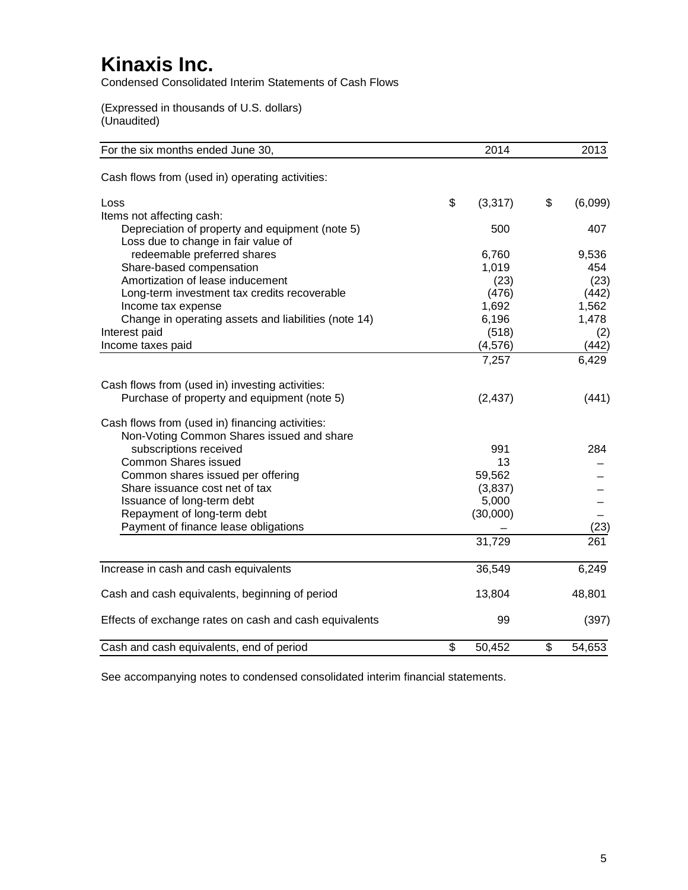# Kinaxis Inc.

Condensed Consolidated Interim Statements of Cash Flows

(Expressed in thousands of U.S. dollars)
(Unaudited)

| For the six months ended June 30, | 2014 | 2013 |
|---|---|---|
| Cash flows from (used in) operating activities: | | |
| Loss | $ (3,317) | $ (6,099) |
| Items not affecting cash: | | |
| Depreciation of property and equipment (note 5) | 500 | 407 |
| Loss due to change in fair value of redeemable preferred shares | 6,760 | 9,536 |
| Share-based compensation | 1,019 | 454 |
| Amortization of lease inducement | (23) | (23) |
| Long-term investment tax credits recoverable | (476) | (442) |
| Income tax expense | 1,692 | 1,562 |
| Change in operating assets and liabilities (note 14) | 6,196 | 1,478 |
| Interest paid | (518) | (2) |
| Income taxes paid | (4,576) | (442) |
| | 7,257 | 6,429 |
| Cash flows from (used in) investing activities: | | |
| Purchase of property and equipment (note 5) | (2,437) | (441) |
| Cash flows from (used in) financing activities: | | |
| Non-Voting Common Shares issued and share subscriptions received | 991 | 284 |
| Common Shares issued | 13 | – |
| Common shares issued per offering | 59,562 | – |
| Share issuance cost net of tax | (3,837) | – |
| Issuance of long-term debt | 5,000 | – |
| Repayment of long-term debt | (30,000) | – |
| Payment of finance lease obligations | – | (23) |
| | 31,729 | 261 |
| Increase in cash and cash equivalents | 36,549 | 6,249 |
| Cash and cash equivalents, beginning of period | 13,804 | 48,801 |
| Effects of exchange rates on cash and cash equivalents | 99 | (397) |
| Cash and cash equivalents, end of period | $ 50,452 | $ 54,653 |

See accompanying notes to condensed consolidated interim financial statements.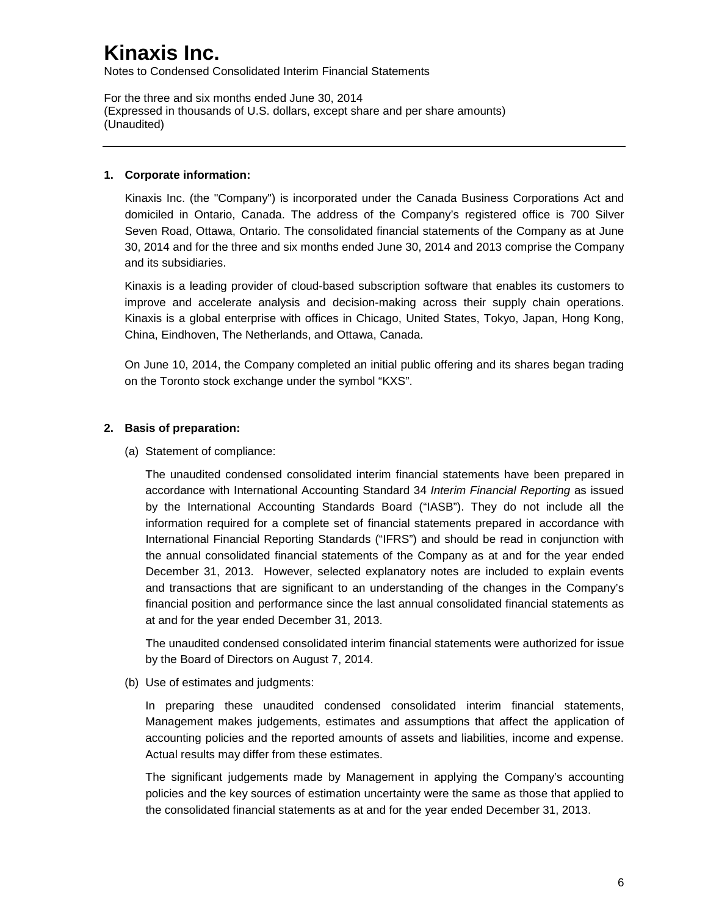# Kinaxis Inc.

Notes to Condensed Consolidated Interim Financial Statements

For the three and six months ended June 30, 2014
(Expressed in thousands of U.S. dollars, except share and per share amounts)
(Unaudited)

---

## 1. Corporate information:

Kinaxis Inc. (the "Company") is incorporated under the Canada Business Corporations Act and domiciled in Ontario, Canada. The address of the Company's registered office is 700 Silver Seven Road, Ottawa, Ontario. The consolidated financial statements of the Company as at June 30, 2014 and for the three and six months ended June 30, 2014 and 2013 comprise the Company and its subsidiaries.

Kinaxis is a leading provider of cloud-based subscription software that enables its customers to improve and accelerate analysis and decision-making across their supply chain operations. Kinaxis is a global enterprise with offices in Chicago, United States, Tokyo, Japan, Hong Kong, China, Eindhoven, The Netherlands, and Ottawa, Canada.

On June 10, 2014, the Company completed an initial public offering and its shares began trading on the Toronto stock exchange under the symbol "KXS".

## 2. Basis of preparation:

(a) Statement of compliance:

The unaudited condensed consolidated interim financial statements have been prepared in accordance with International Accounting Standard 34 *Interim Financial Reporting* as issued by the International Accounting Standards Board ("IASB"). They do not include all the information required for a complete set of financial statements prepared in accordance with International Financial Reporting Standards ("IFRS") and should be read in conjunction with the annual consolidated financial statements of the Company as at and for the year ended December 31, 2013. However, selected explanatory notes are included to explain events and transactions that are significant to an understanding of the changes in the Company's financial position and performance since the last annual consolidated financial statements as at and for the year ended December 31, 2013.

The unaudited condensed consolidated interim financial statements were authorized for issue by the Board of Directors on August 7, 2014.

(b) Use of estimates and judgments:

In preparing these unaudited condensed consolidated interim financial statements, Management makes judgements, estimates and assumptions that affect the application of accounting policies and the reported amounts of assets and liabilities, income and expense. Actual results may differ from these estimates.

The significant judgements made by Management in applying the Company's accounting policies and the key sources of estimation uncertainty were the same as those that applied to the consolidated financial statements as at and for the year ended December 31, 2013.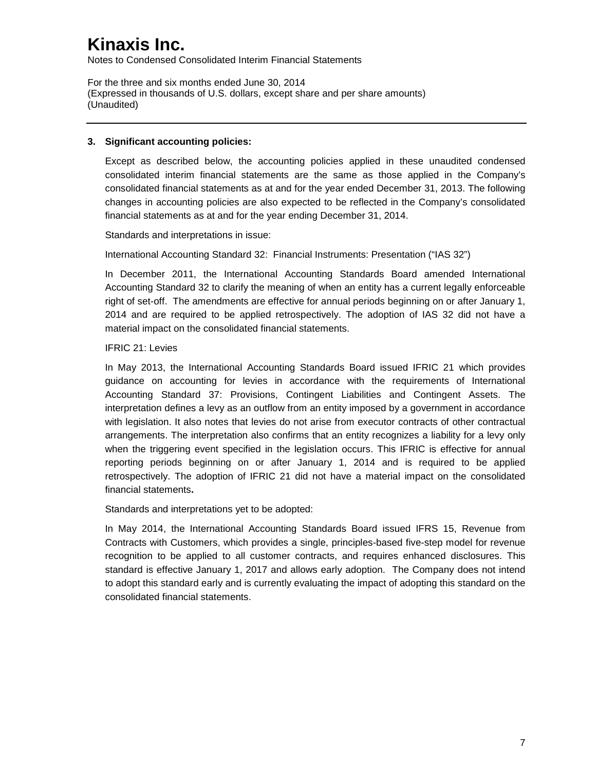# Kinaxis Inc.

Notes to Condensed Consolidated Interim Financial Statements

For the three and six months ended June 30, 2014
(Expressed in thousands of U.S. dollars, except share and per share amounts)
(Unaudited)

---

## 3. Significant accounting policies:

Except as described below, the accounting policies applied in these unaudited condensed consolidated interim financial statements are the same as those applied in the Company's consolidated financial statements as at and for the year ended December 31, 2013. The following changes in accounting policies are also expected to be reflected in the Company's consolidated financial statements as at and for the year ending December 31, 2014.

Standards and interpretations in issue:

International Accounting Standard 32: Financial Instruments: Presentation ("IAS 32")

In December 2011, the International Accounting Standards Board amended International Accounting Standard 32 to clarify the meaning of when an entity has a current legally enforceable right of set-off. The amendments are effective for annual periods beginning on or after January 1, 2014 and are required to be applied retrospectively. The adoption of IAS 32 did not have a material impact on the consolidated financial statements.

IFRIC 21: Levies

In May 2013, the International Accounting Standards Board issued IFRIC 21 which provides guidance on accounting for levies in accordance with the requirements of International Accounting Standard 37: Provisions, Contingent Liabilities and Contingent Assets. The interpretation defines a levy as an outflow from an entity imposed by a government in accordance with legislation. It also notes that levies do not arise from executor contracts of other contractual arrangements. The interpretation also confirms that an entity recognizes a liability for a levy only when the triggering event specified in the legislation occurs. This IFRIC is effective for annual reporting periods beginning on or after January 1, 2014 and is required to be applied retrospectively. The adoption of IFRIC 21 did not have a material impact on the consolidated financial statements.

Standards and interpretations yet to be adopted:

In May 2014, the International Accounting Standards Board issued IFRS 15, Revenue from Contracts with Customers, which provides a single, principles-based five-step model for revenue recognition to be applied to all customer contracts, and requires enhanced disclosures. This standard is effective January 1, 2017 and allows early adoption. The Company does not intend to adopt this standard early and is currently evaluating the impact of adopting this standard on the consolidated financial statements.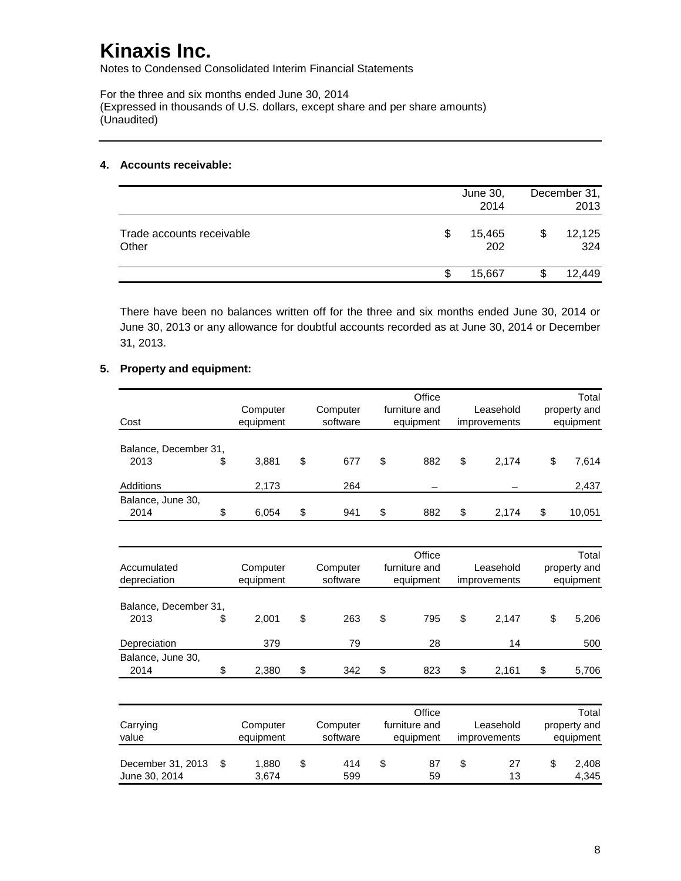# Kinaxis Inc.

Notes to Condensed Consolidated Interim Financial Statements

For the three and six months ended June 30, 2014
(Expressed in thousands of U.S. dollars, except share and per share amounts)
(Unaudited)

## 4. Accounts receivable:

| | June 30, 2014 | December 31, 2013 |
|---|---|---|
| Trade accounts receivable | $ 15,465 | $ 12,125 |
| Other | 202 | 324 |
| | $ 15,667 | $ 12,449 |

There have been no balances written off for the three and six months ended June 30, 2014 or June 30, 2013 or any allowance for doubtful accounts recorded as at June 30, 2014 or December 31, 2013.

## 5. Property and equipment:

| Cost | Computer equipment | Computer software | Office furniture and equipment | Leasehold improvements | Total property and equipment |
|---|---|---|---|---|---|
| Balance, December 31, 2013 | $ 3,881 | $ 677 | $ 882 | $ 2,174 | $ 7,614 |
| Additions | 2,173 | 264 | – | – | 2,437 |
| Balance, June 30, 2014 | $ 6,054 | $ 941 | $ 882 | $ 2,174 | $ 10,051 |

| Accumulated depreciation | Computer equipment | Computer software | Office furniture and equipment | Leasehold improvements | Total property and equipment |
|---|---|---|---|---|---|
| Balance, December 31, 2013 | $ 2,001 | $ 263 | $ 795 | $ 2,147 | $ 5,206 |
| Depreciation | 379 | 79 | 28 | 14 | 500 |
| Balance, June 30, 2014 | $ 2,380 | $ 342 | $ 823 | $ 2,161 | $ 5,706 |

| Carrying value | Computer equipment | Computer software | Office furniture and equipment | Leasehold improvements | Total property and equipment |
|---|---|---|---|---|---|
| December 31, 2013 | $ 1,880 | $ 414 | $ 87 | $ 27 | $ 2,408 |
| June 30, 2014 | 3,674 | 599 | 59 | 13 | 4,345 |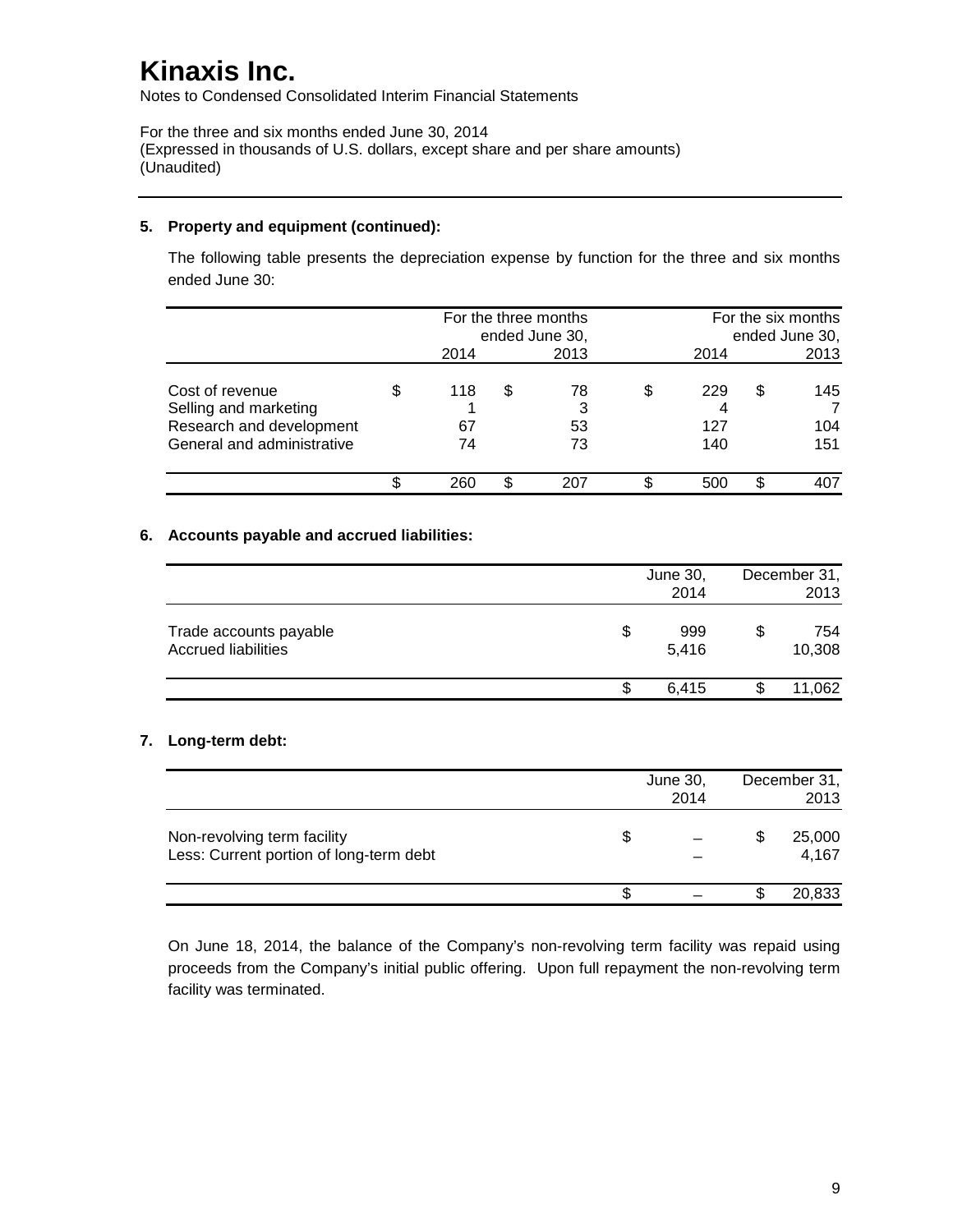# Kinaxis Inc.

Notes to Condensed Consolidated Interim Financial Statements

For the three and six months ended June 30, 2014
(Expressed in thousands of U.S. dollars, except share and per share amounts)
(Unaudited)

---

**5. Property and equipment (continued):**

The following table presents the depreciation expense by function for the three and six months ended June 30:

| | For the three months ended June 30, | | For the six months ended June 30, | |
|---|---|---|---|---|
| | 2014 | 2013 | 2014 | 2013 |
| Cost of revenue | $ 118 | $ 78 | $ 229 | $ 145 |
| Selling and marketing | 1 | 3 | 4 | 7 |
| Research and development | 67 | 53 | 127 | 104 |
| General and administrative | 74 | 73 | 140 | 151 |
| | $ 260 | $ 207 | $ 500 | $ 407 |

**6. Accounts payable and accrued liabilities:**

| | June 30, 2014 | December 31, 2013 |
|---|---|---|
| Trade accounts payable | $ 999 | $ 754 |
| Accrued liabilities | 5,416 | 10,308 |
| | $ 6,415 | $ 11,062 |

**7. Long-term debt:**

| | June 30, 2014 | December 31, 2013 |
|---|---|---|
| Non-revolving term facility | $ – | $ 25,000 |
| Less: Current portion of long-term debt | – | 4,167 |
| | $ – | $ 20,833 |

On June 18, 2014, the balance of the Company's non-revolving term facility was repaid using proceeds from the Company's initial public offering. Upon full repayment the non-revolving term facility was terminated.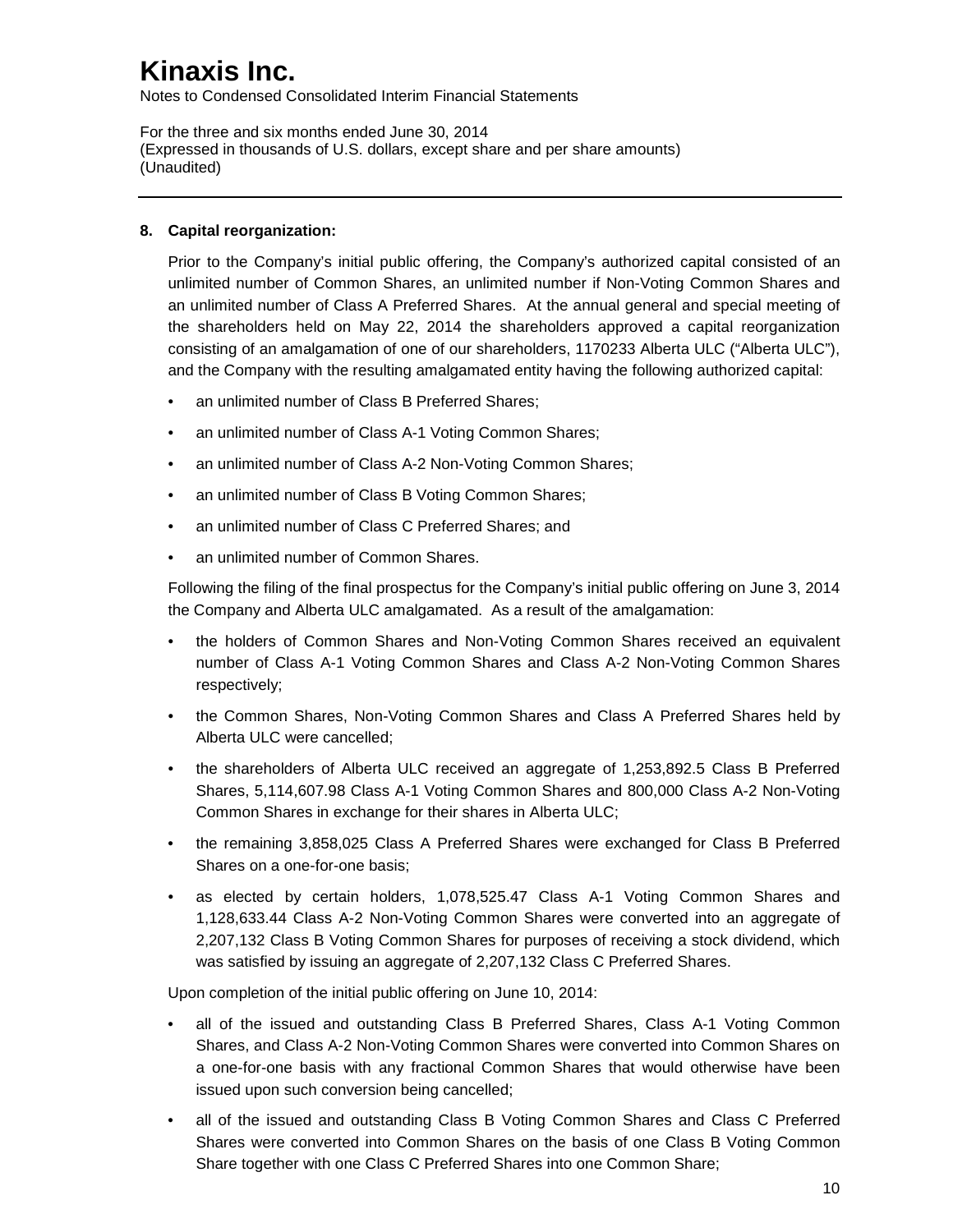# Kinaxis Inc.

Notes to Condensed Consolidated Interim Financial Statements

For the three and six months ended June 30, 2014
(Expressed in thousands of U.S. dollars, except share and per share amounts)
(Unaudited)

---

**8. Capital reorganization:**

Prior to the Company's initial public offering, the Company's authorized capital consisted of an unlimited number of Common Shares, an unlimited number if Non-Voting Common Shares and an unlimited number of Class A Preferred Shares. At the annual general and special meeting of the shareholders held on May 22, 2014 the shareholders approved a capital reorganization consisting of an amalgamation of one of our shareholders, 1170233 Alberta ULC ("Alberta ULC"), and the Company with the resulting amalgamated entity having the following authorized capital:

- an unlimited number of Class B Preferred Shares;
- an unlimited number of Class A-1 Voting Common Shares;
- an unlimited number of Class A-2 Non-Voting Common Shares;
- an unlimited number of Class B Voting Common Shares;
- an unlimited number of Class C Preferred Shares; and
- an unlimited number of Common Shares.

Following the filing of the final prospectus for the Company's initial public offering on June 3, 2014 the Company and Alberta ULC amalgamated. As a result of the amalgamation:

- the holders of Common Shares and Non-Voting Common Shares received an equivalent number of Class A-1 Voting Common Shares and Class A-2 Non-Voting Common Shares respectively;
- the Common Shares, Non-Voting Common Shares and Class A Preferred Shares held by Alberta ULC were cancelled;
- the shareholders of Alberta ULC received an aggregate of 1,253,892.5 Class B Preferred Shares, 5,114,607.98 Class A-1 Voting Common Shares and 800,000 Class A-2 Non-Voting Common Shares in exchange for their shares in Alberta ULC;
- the remaining 3,858,025 Class A Preferred Shares were exchanged for Class B Preferred Shares on a one-for-one basis;
- as elected by certain holders, 1,078,525.47 Class A-1 Voting Common Shares and 1,128,633.44 Class A-2 Non-Voting Common Shares were converted into an aggregate of 2,207,132 Class B Voting Common Shares for purposes of receiving a stock dividend, which was satisfied by issuing an aggregate of 2,207,132 Class C Preferred Shares.

Upon completion of the initial public offering on June 10, 2014:

- all of the issued and outstanding Class B Preferred Shares, Class A-1 Voting Common Shares, and Class A-2 Non-Voting Common Shares were converted into Common Shares on a one-for-one basis with any fractional Common Shares that would otherwise have been issued upon such conversion being cancelled;
- all of the issued and outstanding Class B Voting Common Shares and Class C Preferred Shares were converted into Common Shares on the basis of one Class B Voting Common Share together with one Class C Preferred Shares into one Common Share;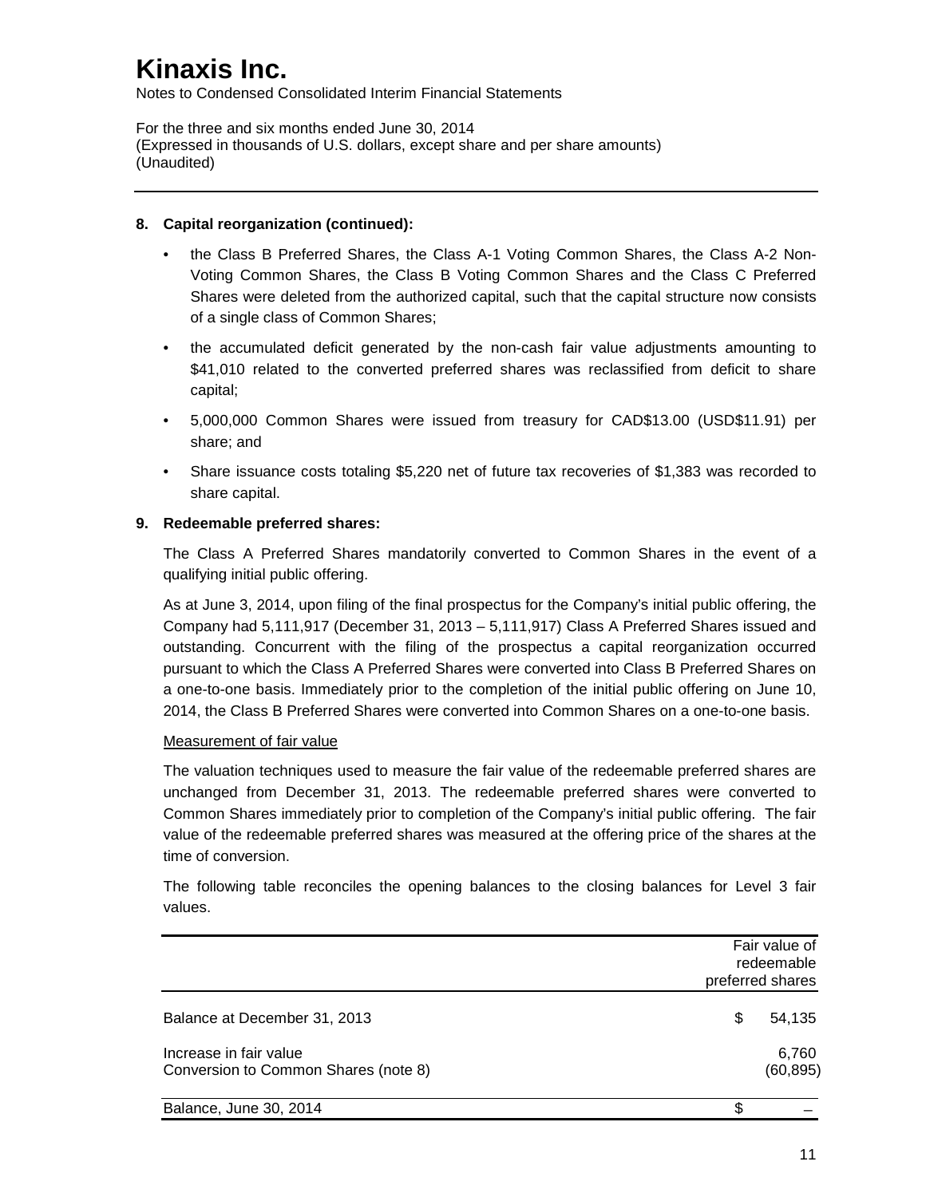## 8. Capital reorganization (continued):

- the Class B Preferred Shares, the Class A-1 Voting Common Shares, the Class A-2 Non-Voting Common Shares, the Class B Voting Common Shares and the Class C Preferred Shares were deleted from the authorized capital, such that the capital structure now consists of a single class of Common Shares;
- the accumulated deficit generated by the non-cash fair value adjustments amounting to $41,010 related to the converted preferred shares was reclassified from deficit to share capital;
- 5,000,000 Common Shares were issued from treasury for CAD$13.00 (USD$11.91) per share; and
- Share issuance costs totaling $5,220 net of future tax recoveries of $1,383 was recorded to share capital.

## 9. Redeemable preferred shares:

The Class A Preferred Shares mandatorily converted to Common Shares in the event of a qualifying initial public offering.

As at June 3, 2014, upon filing of the final prospectus for the Company's initial public offering, the Company had 5,111,917 (December 31, 2013 – 5,111,917) Class A Preferred Shares issued and outstanding. Concurrent with the filing of the prospectus a capital reorganization occurred pursuant to which the Class A Preferred Shares were converted into Class B Preferred Shares on a one-to-one basis. Immediately prior to the completion of the initial public offering on June 10, 2014, the Class B Preferred Shares were converted into Common Shares on a one-to-one basis.

Measurement of fair value

The valuation techniques used to measure the fair value of the redeemable preferred shares are unchanged from December 31, 2013. The redeemable preferred shares were converted to Common Shares immediately prior to completion of the Company's initial public offering. The fair value of the redeemable preferred shares was measured at the offering price of the shares at the time of conversion.

The following table reconciles the opening balances to the closing balances for Level 3 fair values.

| | Fair value of redeemable preferred shares |
|---|---|
| Balance at December 31, 2013 | $ 54,135 |
| Increase in fair value | 6,760 |
| Conversion to Common Shares (note 8) | (60,895) |
| Balance, June 30, 2014 | $ – |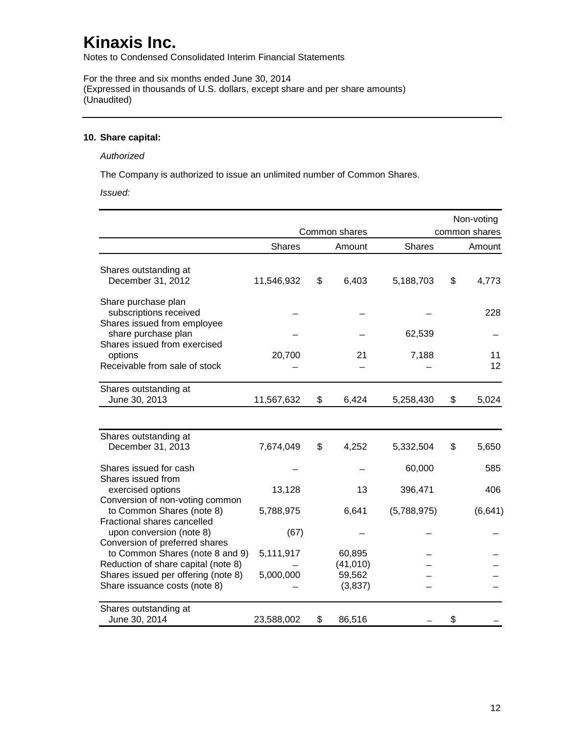# Kinaxis Inc.

Notes to Condensed Consolidated Interim Financial Statements

For the three and six months ended June 30, 2014
(Expressed in thousands of U.S. dollars, except share and per share amounts)
(Unaudited)

**10. Share capital:**

*Authorized*

The Company is authorized to issue an unlimited number of Common Shares.

*Issued:*

| | Common shares | | Non-voting common shares | |
|---|---|---|---|---|
| | Shares | Amount | Shares | Amount |
| Shares outstanding at December 31, 2012 | 11,546,932 | $ 6,403 | 5,188,703 | $ 4,773 |
| Share purchase plan subscriptions received | – | – | – | 228 |
| Shares issued from employee share purchase plan | – | – | 62,539 | – |
| Shares issued from exercised options | 20,700 | 21 | 7,188 | 11 |
| Receivable from sale of stock | – | – | – | 12 |
| Shares outstanding at June 30, 2013 | 11,567,632 | $ 6,424 | 5,258,430 | $ 5,024 |
| | | | | |
| Shares outstanding at December 31, 2013 | 7,674,049 | $ 4,252 | 5,332,504 | $ 5,650 |
| Shares issued for cash | – | – | 60,000 | 585 |
| Shares issued from exercised options | 13,128 | 13 | 396,471 | 406 |
| Conversion of non-voting common to Common Shares (note 8) | 5,788,975 | 6,641 | (5,788,975) | (6,641) |
| Fractional shares cancelled upon conversion (note 8) | (67) | – | – | – |
| Conversion of preferred shares to Common Shares (note 8 and 9) | 5,111,917 | 60,895 | – | – |
| Reduction of share capital (note 8) | – | (41,010) | – | – |
| Shares issued per offering (note 8) | 5,000,000 | 59,562 | – | – |
| Share issuance costs (note 8) | – | (3,837) | – | – |
| Shares outstanding at June 30, 2014 | 23,588,002 | $ 86,516 | – | $ – |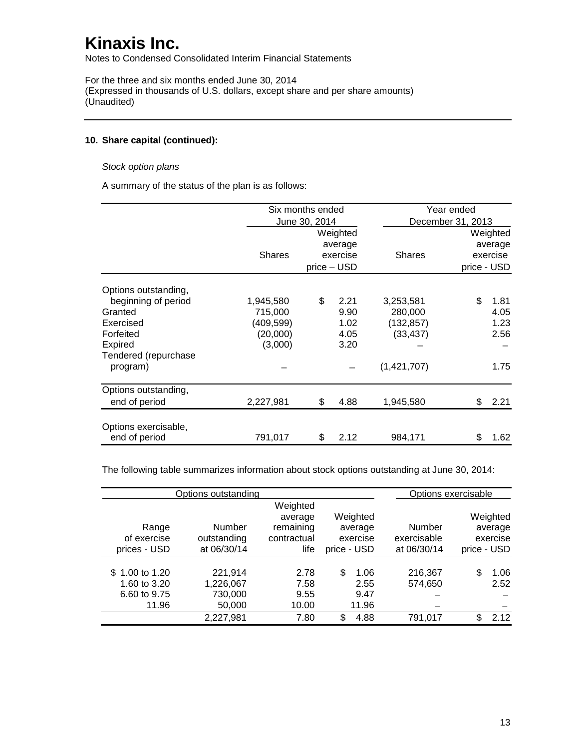# Kinaxis Inc.

Notes to Condensed Consolidated Interim Financial Statements

For the three and six months ended June 30, 2014
(Expressed in thousands of U.S. dollars, except share and per share amounts)
(Unaudited)

## 10. Share capital (continued):

*Stock option plans*

A summary of the status of the plan is as follows:

| | Six months ended June 30, 2014 | | Year ended December 31, 2013 | |
|---|---|---|---|---|
| | Shares | Weighted average exercise price – USD | Shares | Weighted average exercise price - USD |
| Options outstanding, beginning of period | 1,945,580 | $ 2.21 | 3,253,581 | $ 1.81 |
| Granted | 715,000 | 9.90 | 280,000 | 4.05 |
| Exercised | (409,599) | 1.02 | (132,857) | 1.23 |
| Forfeited | (20,000) | 4.05 | (33,437) | 2.56 |
| Expired | (3,000) | 3.20 | – | – |
| Tendered (repurchase program) | – | – | (1,421,707) | 1.75 |
| Options outstanding, end of period | 2,227,981 | $ 4.88 | 1,945,580 | $ 2.21 |
| Options exercisable, end of period | 791,017 | $ 2.12 | 984,171 | $ 1.62 |

The following table summarizes information about stock options outstanding at June 30, 2014:

| Options outstanding | | | | Options exercisable | |
|---|---|---|---|---|---|
| Range of exercise prices - USD | Number outstanding at 06/30/14 | Weighted average remaining contractual life | Weighted average exercise price - USD | Number exercisable at 06/30/14 | Weighted average exercise price - USD |
| $ 1.00 to 1.20 | 221,914 | 2.78 | $ 1.06 | 216,367 | $ 1.06 |
| 1.60 to 3.20 | 1,226,067 | 7.58 | 2.55 | 574,650 | 2.52 |
| 6.60 to 9.75 | 730,000 | 9.55 | 9.47 | – | – |
| 11.96 | 50,000 | 10.00 | 11.96 | – | – |
| | 2,227,981 | 7.80 | $ 4.88 | 791,017 | $ 2.12 |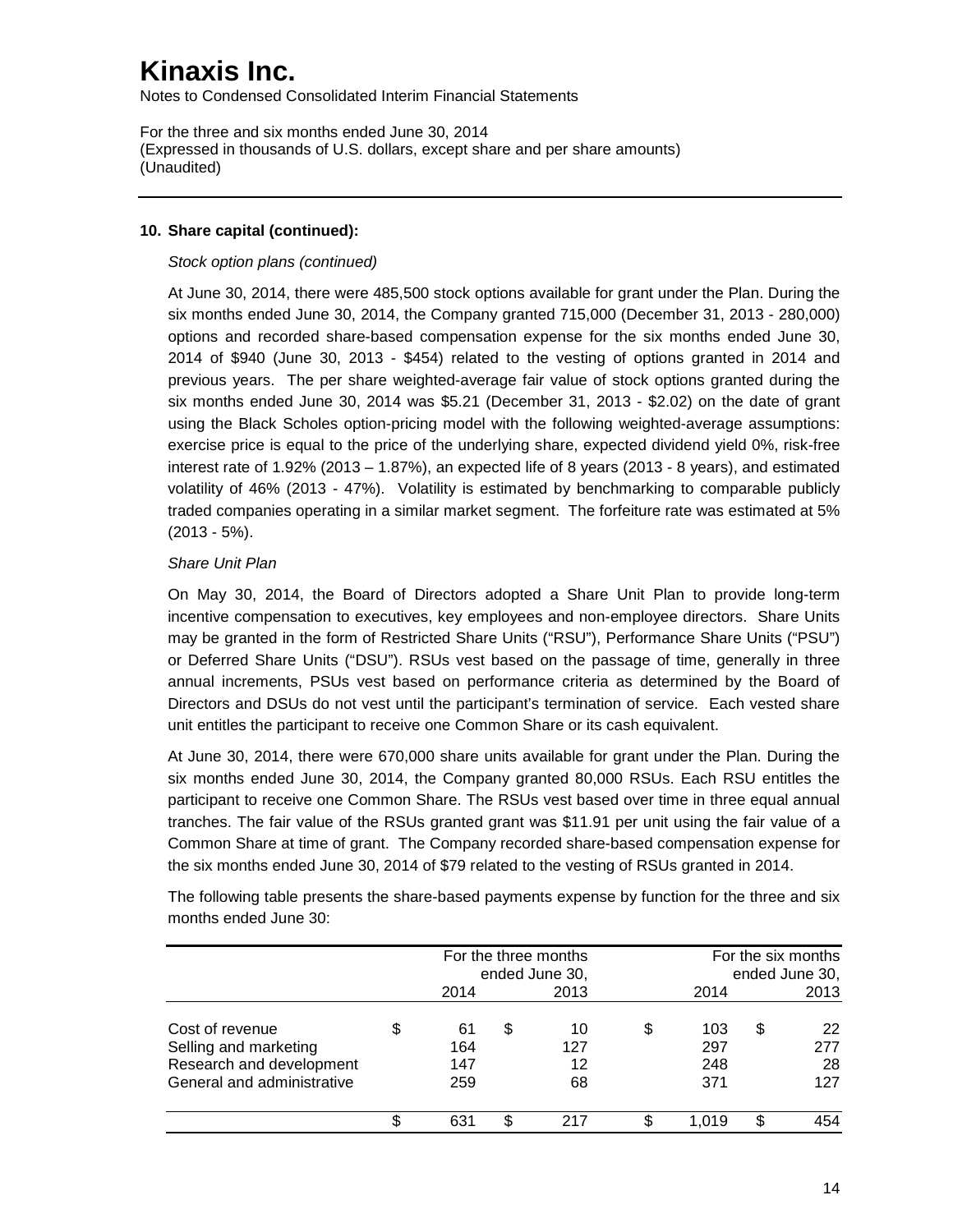# Kinaxis Inc.

Notes to Condensed Consolidated Interim Financial Statements

For the three and six months ended June 30, 2014
(Expressed in thousands of U.S. dollars, except share and per share amounts)
(Unaudited)

---

### 10. Share capital (continued):

*Stock option plans (continued)*

At June 30, 2014, there were 485,500 stock options available for grant under the Plan. During the six months ended June 30, 2014, the Company granted 715,000 (December 31, 2013 - 280,000) options and recorded share-based compensation expense for the six months ended June 30, 2014 of $940 (June 30, 2013 - $454) related to the vesting of options granted in 2014 and previous years. The per share weighted-average fair value of stock options granted during the six months ended June 30, 2014 was $5.21 (December 31, 2013 - $2.02) on the date of grant using the Black Scholes option-pricing model with the following weighted-average assumptions: exercise price is equal to the price of the underlying share, expected dividend yield 0%, risk-free interest rate of 1.92% (2013 – 1.87%), an expected life of 8 years (2013 - 8 years), and estimated volatility of 46% (2013 - 47%). Volatility is estimated by benchmarking to comparable publicly traded companies operating in a similar market segment. The forfeiture rate was estimated at 5% (2013 - 5%).

*Share Unit Plan*

On May 30, 2014, the Board of Directors adopted a Share Unit Plan to provide long-term incentive compensation to executives, key employees and non-employee directors. Share Units may be granted in the form of Restricted Share Units ("RSU"), Performance Share Units ("PSU") or Deferred Share Units ("DSU"). RSUs vest based on the passage of time, generally in three annual increments, PSUs vest based on performance criteria as determined by the Board of Directors and DSUs do not vest until the participant's termination of service. Each vested share unit entitles the participant to receive one Common Share or its cash equivalent.

At June 30, 2014, there were 670,000 share units available for grant under the Plan. During the six months ended June 30, 2014, the Company granted 80,000 RSUs. Each RSU entitles the participant to receive one Common Share. The RSUs vest based over time in three equal annual tranches. The fair value of the RSUs granted grant was $11.91 per unit using the fair value of a Common Share at time of grant. The Company recorded share-based compensation expense for the six months ended June 30, 2014 of $79 related to the vesting of RSUs granted in 2014.

The following table presents the share-based payments expense by function for the three and six months ended June 30:

| | For the three months ended June 30, | | For the six months ended June 30, | |
|---|---|---|---|---|
| | 2014 | 2013 | 2014 | 2013 |
| Cost of revenue | $ 61 | $ 10 | $ 103 | $ 22 |
| Selling and marketing | 164 | 127 | 297 | 277 |
| Research and development | 147 | 12 | 248 | 28 |
| General and administrative | 259 | 68 | 371 | 127 |
| | $ 631 | $ 217 | $ 1,019 | $ 454 |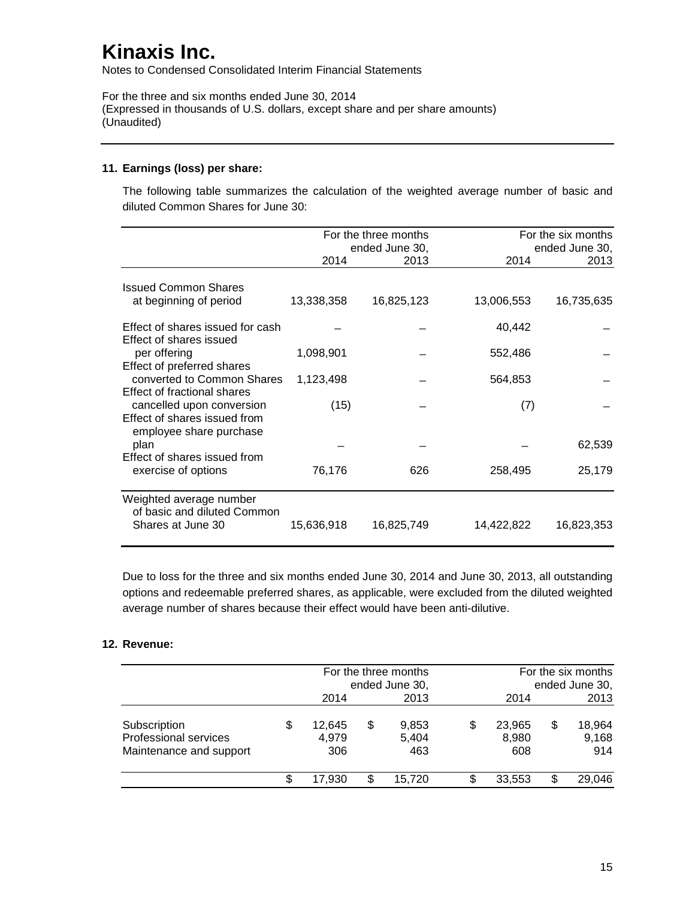# Kinaxis Inc.

Notes to Condensed Consolidated Interim Financial Statements

For the three and six months ended June 30, 2014
(Expressed in thousands of U.S. dollars, except share and per share amounts)
(Unaudited)

---

**11. Earnings (loss) per share:**

The following table summarizes the calculation of the weighted average number of basic and diluted Common Shares for June 30:

| | For the three months ended June 30, | | For the six months ended June 30, | |
|---|---|---|---|---|
| | 2014 | 2013 | 2014 | 2013 |
| Issued Common Shares at beginning of period | 13,338,358 | 16,825,123 | 13,006,553 | 16,735,635 |
| Effect of shares issued for cash | – | – | 40,442 | – |
| Effect of shares issued per offering | 1,098,901 | – | 552,486 | – |
| Effect of preferred shares converted to Common Shares | 1,123,498 | – | 564,853 | – |
| Effect of fractional shares cancelled upon conversion | (15) | – | (7) | – |
| Effect of shares issued from employee share purchase plan | – | – | – | 62,539 |
| Effect of shares issued from exercise of options | 76,176 | 626 | 258,495 | 25,179 |
| Weighted average number of basic and diluted Common Shares at June 30 | 15,636,918 | 16,825,749 | 14,422,822 | 16,823,353 |

Due to loss for the three and six months ended June 30, 2014 and June 30, 2013, all outstanding options and redeemable preferred shares, as applicable, were excluded from the diluted weighted average number of shares because their effect would have been anti-dilutive.

**12. Revenue:**

| | For the three months ended June 30, | | For the six months ended June 30, | |
|---|---|---|---|---|
| | 2014 | 2013 | 2014 | 2013 |
| Subscription | $ 12,645 | $ 9,853 | $ 23,965 | $ 18,964 |
| Professional services | 4,979 | 5,404 | 8,980 | 9,168 |
| Maintenance and support | 306 | 463 | 608 | 914 |
| | $ 17,930 | $ 15,720 | $ 33,553 | $ 29,046 |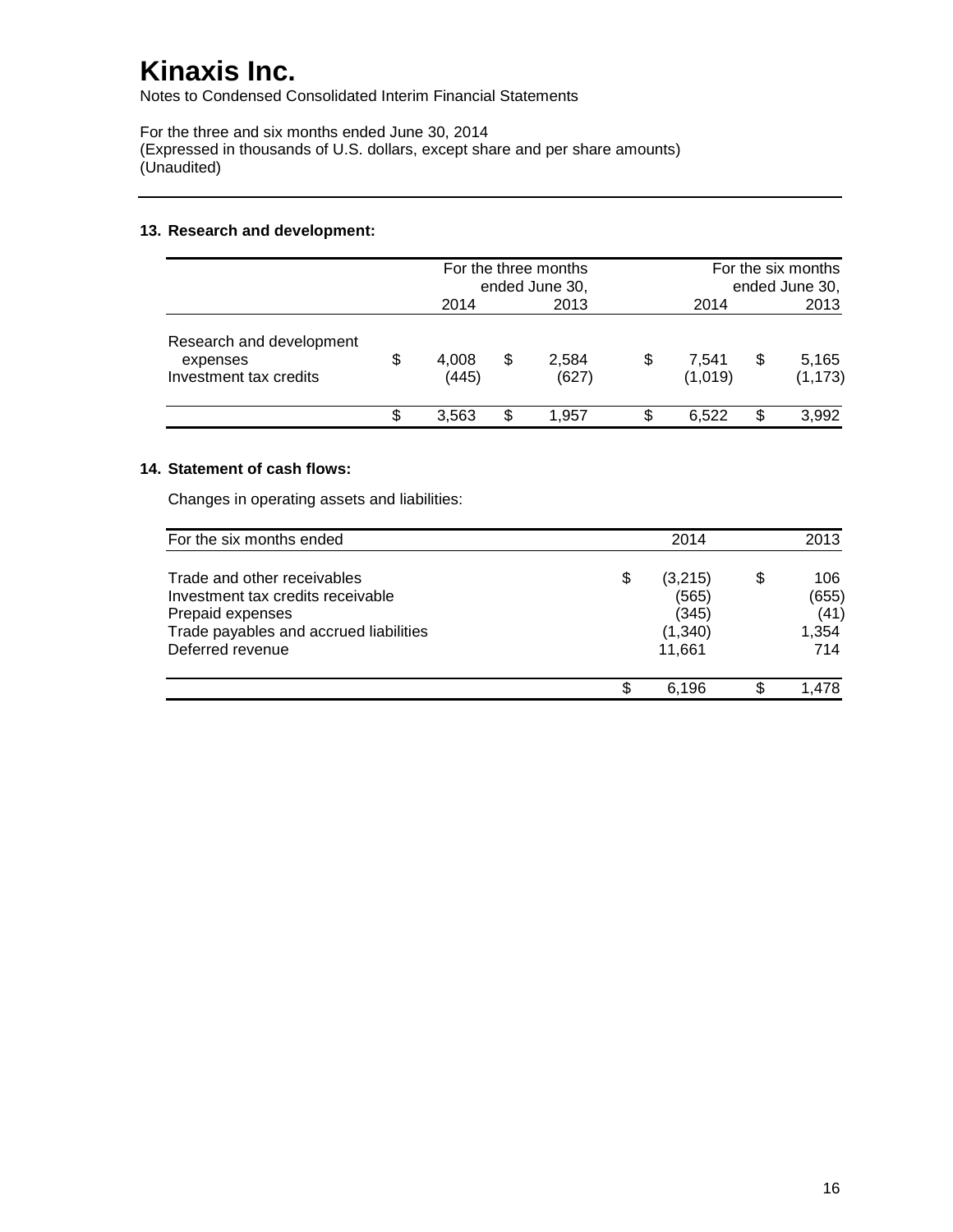# Kinaxis Inc.

Notes to Condensed Consolidated Interim Financial Statements

For the three and six months ended June 30, 2014
(Expressed in thousands of U.S. dollars, except share and per share amounts)
(Unaudited)

### 13. Research and development:

| | For the three months ended June 30, 2014 | For the three months ended June 30, 2013 | For the six months ended June 30, 2014 | For the six months ended June 30, 2013 |
|---|---|---|---|---|
| Research and development expenses | $ 4,008 | $ 2,584 | $ 7,541 | $ 5,165 |
| Investment tax credits | (445) | (627) | (1,019) | (1,173) |
| | $ 3,563 | $ 1,957 | $ 6,522 | $ 3,992 |

### 14. Statement of cash flows:

Changes in operating assets and liabilities:

| For the six months ended | 2014 | 2013 |
|---|---|---|
| Trade and other receivables | $ (3,215) | $ 106 |
| Investment tax credits receivable | (565) | (655) |
| Prepaid expenses | (345) | (41) |
| Trade payables and accrued liabilities | (1,340) | 1,354 |
| Deferred revenue | 11,661 | 714 |
| | $ 6,196 | $ 1,478 |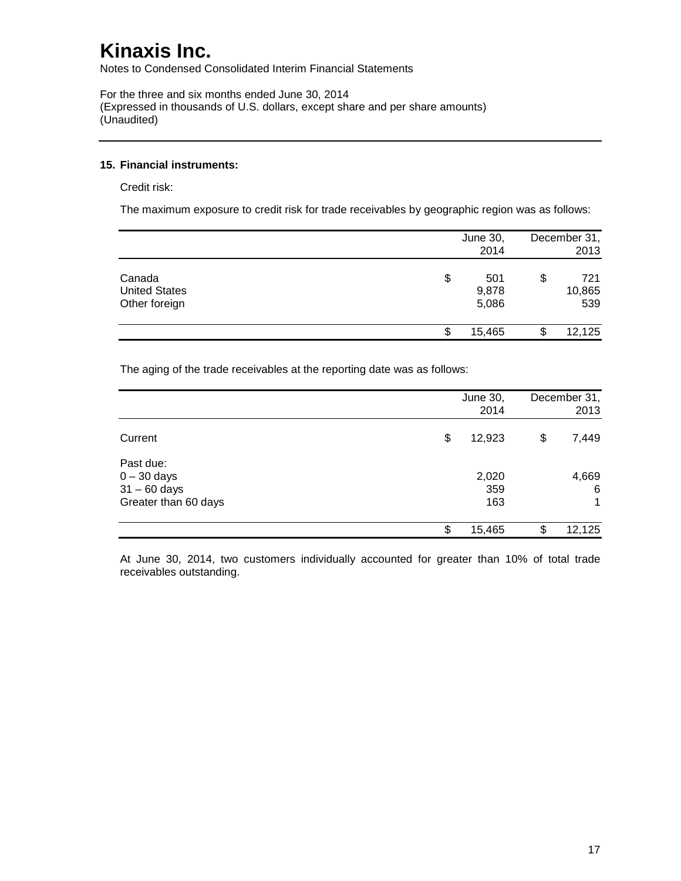# Kinaxis Inc.

Notes to Condensed Consolidated Interim Financial Statements

For the three and six months ended June 30, 2014
(Expressed in thousands of U.S. dollars, except share and per share amounts)
(Unaudited)

---

**15. Financial instruments:**

Credit risk:

The maximum exposure to credit risk for trade receivables by geographic region was as follows:

| | June 30, 2014 | December 31, 2013 |
|---|---|---|
| Canada | $ 501 | $ 721 |
| United States | 9,878 | 10,865 |
| Other foreign | 5,086 | 539 |
| | $ 15,465 | $ 12,125 |

The aging of the trade receivables at the reporting date was as follows:

| | June 30, 2014 | December 31, 2013 |
|---|---|---|
| Current | $ 12,923 | $ 7,449 |
| Past due: | | |
| 0 – 30 days | 2,020 | 4,669 |
| 31 – 60 days | 359 | 6 |
| Greater than 60 days | 163 | 1 |
| | $ 15,465 | $ 12,125 |

At June 30, 2014, two customers individually accounted for greater than 10% of total trade receivables outstanding.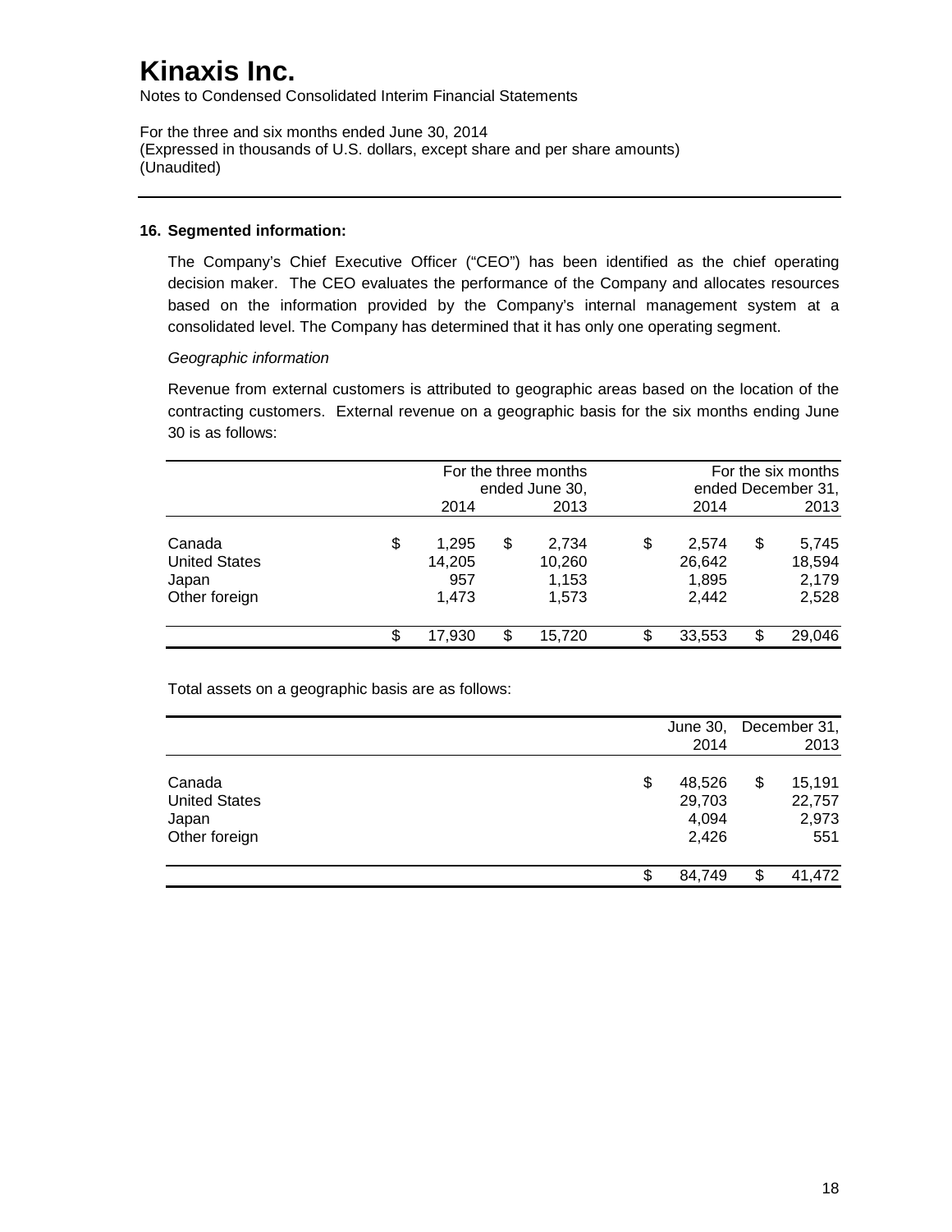# Kinaxis Inc.

Notes to Condensed Consolidated Interim Financial Statements

For the three and six months ended June 30, 2014
(Expressed in thousands of U.S. dollars, except share and per share amounts)
(Unaudited)

---

**16. Segmented information:**

The Company's Chief Executive Officer ("CEO") has been identified as the chief operating decision maker. The CEO evaluates the performance of the Company and allocates resources based on the information provided by the Company's internal management system at a consolidated level. The Company has determined that it has only one operating segment.

*Geographic information*

Revenue from external customers is attributed to geographic areas based on the location of the contracting customers. External revenue on a geographic basis for the six months ending June 30 is as follows:

| | For the three months ended June 30, | | For the six months ended December 31, | |
|---|---|---|---|---|
| | 2014 | 2013 | 2014 | 2013 |
| Canada | $ 1,295 | $ 2,734 | $ 2,574 | $ 5,745 |
| United States | 14,205 | 10,260 | 26,642 | 18,594 |
| Japan | 957 | 1,153 | 1,895 | 2,179 |
| Other foreign | 1,473 | 1,573 | 2,442 | 2,528 |
| | $ 17,930 | $ 15,720 | $ 33,553 | $ 29,046 |

Total assets on a geographic basis are as follows:

| | June 30, 2014 | December 31, 2013 |
|---|---|---|
| Canada | $ 48,526 | $ 15,191 |
| United States | 29,703 | 22,757 |
| Japan | 4,094 | 2,973 |
| Other foreign | 2,426 | 551 |
| | $ 84,749 | $ 41,472 |